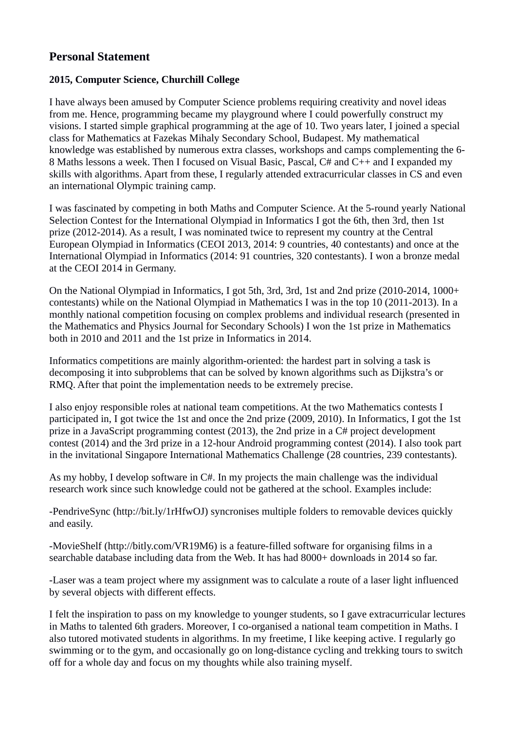# Personal Statement

### 2015, Computer Science, Churchill College

I have always been amused by Computer Science problems requiring creativity and novel ideas from me. Hence, programming became my playground where I could powerfully construct my visions. I started simple graphical programming at the age of 10. Two years later, I joined a special class for Mathematics at Fazekas Mihaly Secondary School, Budapest. My mathematical knowledge was established by numerous extra classes, workshops and camps complementing the 6-8 Maths lessons a week. Then I focused on Visual Basic, Pascal, C# and C++ and I expanded my skills with algorithms. Apart from these, I regularly attended extracurricular classes in CS and even an international Olympic training camp.

I was fascinated by competing in both Maths and Computer Science. At the 5-round yearly National Selection Contest for the International Olympiad in Informatics I got the 6th, then 3rd, then 1st prize (2012-2014). As a result, I was nominated twice to represent my country at the Central European Olympiad in Informatics (CEOI 2013, 2014: 9 countries, 40 contestants) and once at the International Olympiad in Informatics (2014: 91 countries, 320 contestants). I won a bronze medal at the CEOI 2014 in Germany.

On the National Olympiad in Informatics, I got 5th, 3rd, 3rd, 1st and 2nd prize (2010-2014, 1000+ contestants) while on the National Olympiad in Mathematics I was in the top 10 (2011-2013). In a monthly national competition focusing on complex problems and individual research (presented in the Mathematics and Physics Journal for Secondary Schools) I won the 1st prize in Mathematics both in 2010 and 2011 and the 1st prize in Informatics in 2014.

Informatics competitions are mainly algorithm-oriented: the hardest part in solving a task is decomposing it into subproblems that can be solved by known algorithms such as Dijkstra’s or RMQ. After that point the implementation needs to be extremely precise.

I also enjoy responsible roles at national team competitions. At the two Mathematics contests I participated in, I got twice the 1st and once the 2nd prize (2009, 2010). In Informatics, I got the 1st prize in a JavaScript programming contest (2013), the 2nd prize in a C# project development contest (2014) and the 3rd prize in a 12-hour Android programming contest (2014). I also took part in the invitational Singapore International Mathematics Challenge (28 countries, 239 contestants).

As my hobby, I develop software in C#. In my projects the main challenge was the individual research work since such knowledge could not be gathered at the school. Examples include:

-PendriveSync (http://bit.ly/1rHfwOJ) syncronises multiple folders to removable devices quickly and easily.

-MovieShelf (http://bitly.com/VR19M6) is a feature-filled software for organising films in a searchable database including data from the Web. It has had 8000+ downloads in 2014 so far.

-Laser was a team project where my assignment was to calculate a route of a laser light influenced by several objects with different effects.

I felt the inspiration to pass on my knowledge to younger students, so I gave extracurricular lectures in Maths to talented 6th graders. Moreover, I co-organised a national team competition in Maths. I also tutored motivated students in algorithms. In my freetime, I like keeping active. I regularly go swimming or to the gym, and occasionally go on long-distance cycling and trekking tours to switch off for a whole day and focus on my thoughts while also training myself.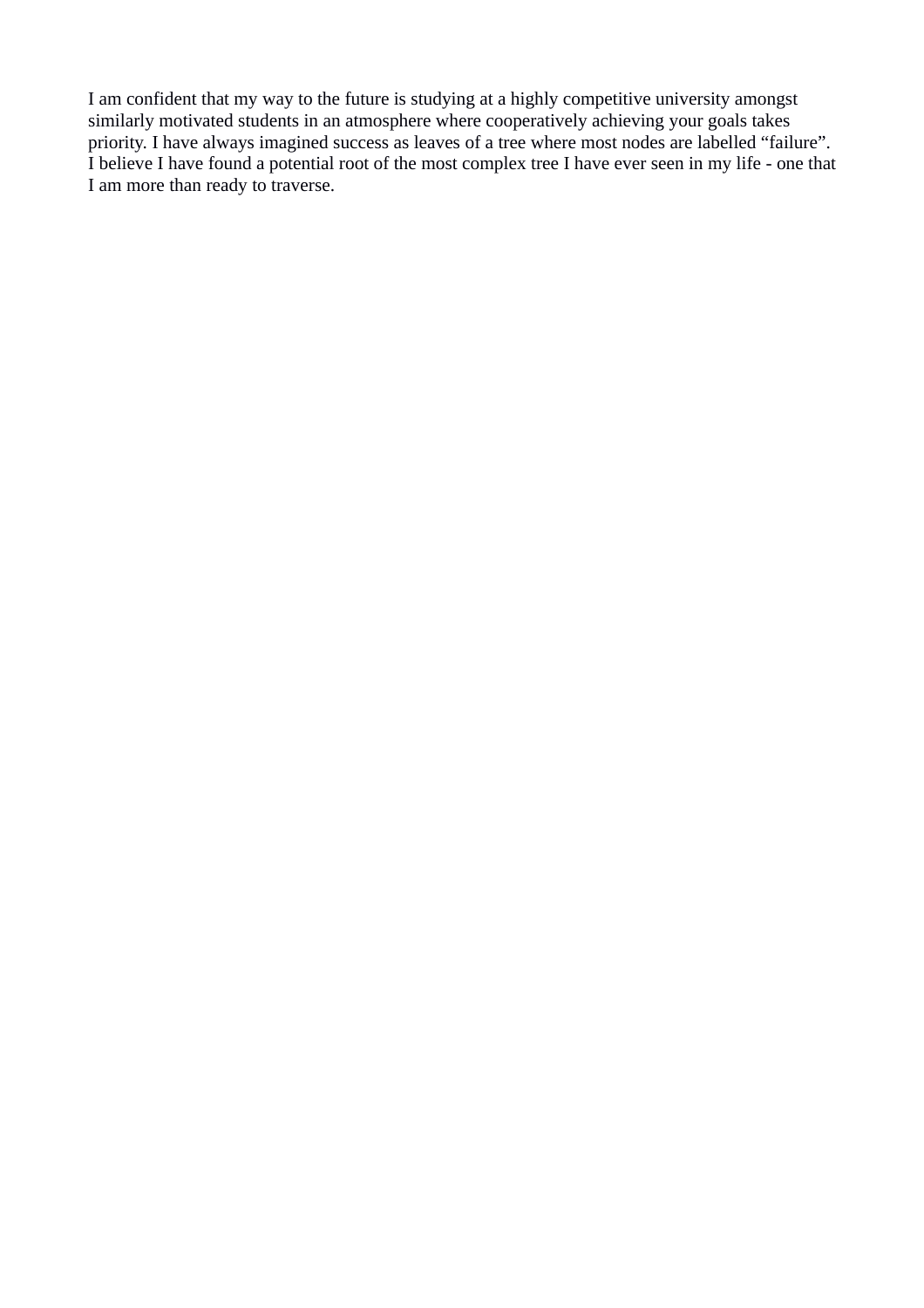I am confident that my way to the future is studying at a highly competitive university amongst similarly motivated students in an atmosphere where cooperatively achieving your goals takes priority. I have always imagined success as leaves of a tree where most nodes are labelled “failure”. I believe I have found a potential root of the most complex tree I have ever seen in my life - one that I am more than ready to traverse.